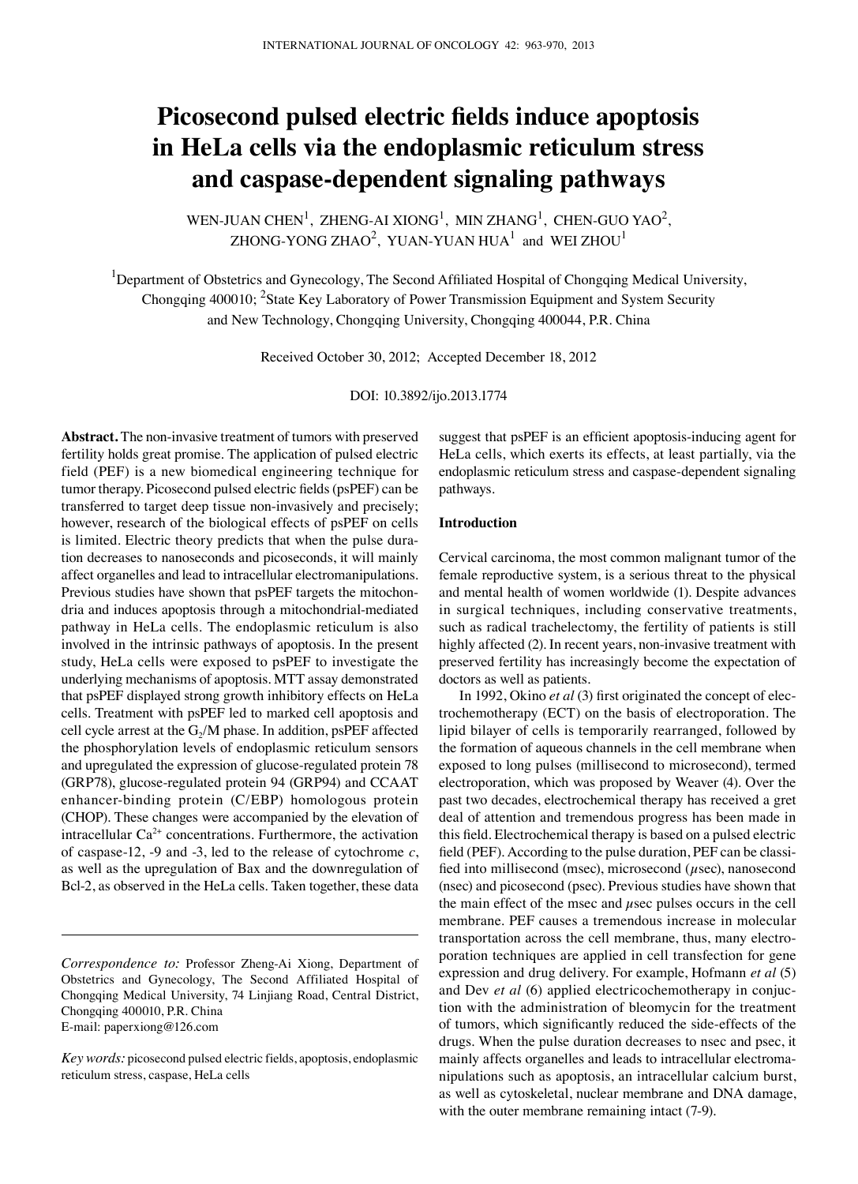# Picosecond pulsed electric fields induce apoptosis in HeLa cells via the endoplasmic reticulum stress and caspase-dependent signaling pathways

WEN-JUAN CHEN[1], ZHENG-AI XIONG[1], MIN ZHANG[1], CHEN-GUO YAO[2], ZHONG-YONG ZHAO[2], YUAN-YUAN HUA[1] and WEI ZHOU[1]

[1]Department of Obstetrics and Gynecology, The Second Affiliated Hospital of Chongqing Medical University, Chongqing 400010; [2]State Key Laboratory of Power Transmission Equipment and System Security and New Technology, Chongqing University, Chongqing 400044, P.R. China

Received October 30, 2012; Accepted December 18, 2012

DOI: 10.3892/ijo.2013.1774

**Abstract.** The non-invasive treatment of tumors with preserved fertility holds great promise. The application of pulsed electric field (PEF) is a new biomedical engineering technique for tumor therapy. Picosecond pulsed electric fields (psPEF) can be transferred to target deep tissue non-invasively and precisely; however, research of the biological effects of psPEF on cells is limited. Electric theory predicts that when the pulse duration decreases to nanoseconds and picoseconds, it will mainly affect organelles and lead to intracellular electromanipulations. Previous studies have shown that psPEF targets the mitochondria and induces apoptosis through a mitochondrial-mediated pathway in HeLa cells. The endoplasmic reticulum is also involved in the intrinsic pathways of apoptosis. In the present study, HeLa cells were exposed to psPEF to investigate the underlying mechanisms of apoptosis. MTT assay demonstrated that psPEF displayed strong growth inhibitory effects on HeLa cells. Treatment with psPEF led to marked cell apoptosis and cell cycle arrest at the $G_2$/M phase. In addition, psPEF affected the phosphorylation levels of endoplasmic reticulum sensors and upregulated the expression of glucose-regulated protein 78 (GRP78), glucose-regulated protein 94 (GRP94) and CCAAT enhancer-binding protein (C/EBP) homologous protein (CHOP). These changes were accompanied by the elevation of intracellular $Ca^{2+}$ concentrations. Furthermore, the activation of caspase-12, -9 and -3, led to the release of cytochrome *c*, as well as the upregulation of Bax and the downregulation of Bcl-2, as observed in the HeLa cells. Taken together, these data suggest that psPEF is an efficient apoptosis-inducing agent for HeLa cells, which exerts its effects, at least partially, via the endoplasmic reticulum stress and caspase-dependent signaling pathways.

*Correspondence to:* Professor Zheng-Ai Xiong, Department of Obstetrics and Gynecology, The Second Affiliated Hospital of Chongqing Medical University, 74 Linjiang Road, Central District, Chongqing 400010, P.R. China
E-mail: paperxiong@126.com

*Key words:* picosecond pulsed electric fields, apoptosis, endoplasmic reticulum stress, caspase, HeLa cells

## Introduction

Cervical carcinoma, the most common malignant tumor of the female reproductive system, is a serious threat to the physical and mental health of women worldwide (1). Despite advances in surgical techniques, including conservative treatments, such as radical trachelectomy, the fertility of patients is still highly affected (2). In recent years, non-invasive treatment with preserved fertility has increasingly become the expectation of doctors as well as patients.

In 1992, Okino *et al* (3) first originated the concept of electrochemotherapy (ECT) on the basis of electroporation. The lipid bilayer of cells is temporarily rearranged, followed by the formation of aqueous channels in the cell membrane when exposed to long pulses (millisecond to microsecond), termed electroporation, which was proposed by Weaver (4). Over the past two decades, electrochemical therapy has received a gret deal of attention and tremendous progress has been made in this field. Electrochemical therapy is based on a pulsed electric field (PEF). According to the pulse duration, PEF can be classified into millisecond (msec), microsecond ($\mu$sec), nanosecond (nsec) and picosecond (psec). Previous studies have shown that the main effect of the msec and $\mu$sec pulses occurs in the cell membrane. PEF causes a tremendous increase in molecular transportation across the cell membrane, thus, many electroporation techniques are applied in cell transfection for gene expression and drug delivery. For example, Hofmann *et al* (5) and Dev *et al* (6) applied electricochemotherapy in conjuction with the administration of bleomycin for the treatment of tumors, which significantly reduced the side-effects of the drugs. When the pulse duration decreases to nsec and psec, it mainly affects organelles and leads to intracellular electromanipulations such as apoptosis, an intracellular calcium burst, as well as cytoskeletal, nuclear membrane and DNA damage, with the outer membrane remaining intact (7-9).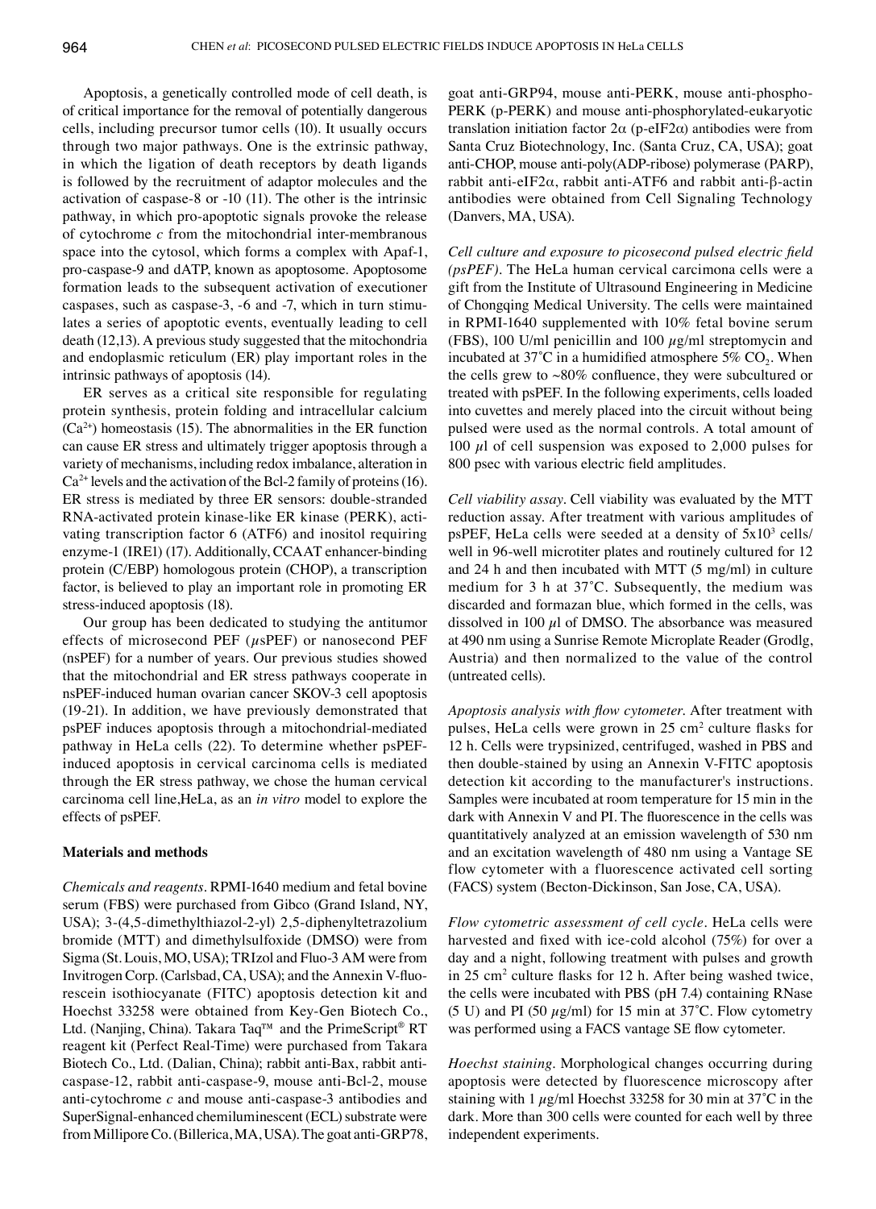Apoptosis, a genetically controlled mode of cell death, is of critical importance for the removal of potentially dangerous cells, including precursor tumor cells (10). It usually occurs through two major pathways. One is the extrinsic pathway, in which the ligation of death receptors by death ligands is followed by the recruitment of adaptor molecules and the activation of caspase-8 or -10 (11). The other is the intrinsic pathway, in which pro-apoptotic signals provoke the release of cytochrome *c* from the mitochondrial inter-membranous space into the cytosol, which forms a complex with Apaf-1, pro-caspase-9 and dATP, known as apoptosome. Apoptosome formation leads to the subsequent activation of executioner caspases, such as caspase-3, -6 and -7, which in turn stimulates a series of apoptotic events, eventually leading to cell death (12,13). A previous study suggested that the mitochondria and endoplasmic reticulum (ER) play important roles in the intrinsic pathways of apoptosis (14).

ER serves as a critical site responsible for regulating protein synthesis, protein folding and intracellular calcium ($Ca^{2+}$) homeostasis (15). The abnormalities in the ER function can cause ER stress and ultimately trigger apoptosis through a variety of mechanisms, including redox imbalance, alteration in $Ca^{2+}$ levels and the activation of the Bcl-2 family of proteins (16). ER stress is mediated by three ER sensors: double-stranded RNA-activated protein kinase-like ER kinase (PERK), activating transcription factor 6 (ATF6) and inositol requiring enzyme-1 (IRE1) (17). Additionally, CCAAT enhancer-binding protein (C/EBP) homologous protein (CHOP), a transcription factor, is believed to play an important role in promoting ER stress-induced apoptosis (18).

Our group has been dedicated to studying the antitumor effects of microsecond PEF ($\mu$sPEF) or nanosecond PEF (nsPEF) for a number of years. Our previous studies showed that the mitochondrial and ER stress pathways cooperate in nsPEF-induced human ovarian cancer SKOV-3 cell apoptosis (19-21). In addition, we have previously demonstrated that psPEF induces apoptosis through a mitochondrial-mediated pathway in HeLa cells (22). To determine whether psPEF-induced apoptosis in cervical carcinoma cells is mediated through the ER stress pathway, we chose the human cervical carcinoma cell line,HeLa, as an *in vitro* model to explore the effects of psPEF.

## Materials and methods

*Chemicals and reagents.* RPMI-1640 medium and fetal bovine serum (FBS) were purchased from Gibco (Grand Island, NY, USA); 3-(4,5-dimethylthiazol-2-yl) 2,5-diphenyltetrazolium bromide (MTT) and dimethylsulfoxide (DMSO) were from Sigma (St. Louis, MO, USA); TRIzol and Fluo-3 AM were from Invitrogen Corp. (Carlsbad, CA, USA); and the Annexin V-fluorescein isothiocyanate (FITC) apoptosis detection kit and Hoechst 33258 were obtained from Key-Gen Biotech Co., Ltd. (Nanjing, China). Takara Taq™ and the PrimeScript® RT reagent kit (Perfect Real-Time) were purchased from Takara Biotech Co., Ltd. (Dalian, China); rabbit anti-Bax, rabbit anti-caspase-12, rabbit anti-caspase-9, mouse anti-Bcl-2, mouse anti-cytochrome *c* and mouse anti-caspase-3 antibodies and SuperSignal-enhanced chemiluminescent (ECL) substrate were from Millipore Co. (Billerica, MA, USA). The goat anti-GRP78, goat anti-GRP94, mouse anti-PERK, mouse anti-phospho-PERK (p-PERK) and mouse anti-phosphorylated-eukaryotic translation initiation factor 2α (p-eIF2α) antibodies were from Santa Cruz Biotechnology, Inc. (Santa Cruz, CA, USA); goat anti-CHOP, mouse anti-poly(ADP-ribose) polymerase (PARP), rabbit anti-eIF2α, rabbit anti-ATF6 and rabbit anti-β-actin antibodies were obtained from Cell Signaling Technology (Danvers, MA, USA).

*Cell culture and exposure to picosecond pulsed electric field (psPEF).* The HeLa human cervical carcimona cells were a gift from the Institute of Ultrasound Engineering in Medicine of Chongqing Medical University. The cells were maintained in RPMI-1640 supplemented with 10% fetal bovine serum (FBS), 100 U/ml penicillin and 100 $\mu$g/ml streptomycin and incubated at 37˚C in a humidified atmosphere 5% $CO_2$. When the cells grew to ~80% confluence, they were subcultured or treated with psPEF. In the following experiments, cells loaded into cuvettes and merely placed into the circuit without being pulsed were used as the normal controls. A total amount of 100 $\mu$l of cell suspension was exposed to 2,000 pulses for 800 psec with various electric field amplitudes.

*Cell viability assay.* Cell viability was evaluated by the MTT reduction assay. After treatment with various amplitudes of psPEF, HeLa cells were seeded at a density of $5x10^3$ cells/well in 96-well microtiter plates and routinely cultured for 12 and 24 h and then incubated with MTT (5 mg/ml) in culture medium for 3 h at 37˚C. Subsequently, the medium was discarded and formazan blue, which formed in the cells, was dissolved in 100 $\mu$l of DMSO. The absorbance was measured at 490 nm using a Sunrise Remote Microplate Reader (Grodlg, Austria) and then normalized to the value of the control (untreated cells).

*Apoptosis analysis with flow cytometer.* After treatment with pulses, HeLa cells were grown in 25 $cm^2$ culture flasks for 12 h. Cells were trypsinized, centrifuged, washed in PBS and then double-stained by using an Annexin V-FITC apoptosis detection kit according to the manufacturer's instructions. Samples were incubated at room temperature for 15 min in the dark with Annexin V and PI. The fluorescence in the cells was quantitatively analyzed at an emission wavelength of 530 nm and an excitation wavelength of 480 nm using a Vantage SE flow cytometer with a fluorescence activated cell sorting (FACS) system (Becton-Dickinson, San Jose, CA, USA).

*Flow cytometric assessment of cell cycle.* HeLa cells were harvested and fixed with ice-cold alcohol (75%) for over a day and a night, following treatment with pulses and growth in 25 $cm^2$ culture flasks for 12 h. After being washed twice, the cells were incubated with PBS (pH 7.4) containing RNase (5 U) and PI (50 $\mu$g/ml) for 15 min at 37˚C. Flow cytometry was performed using a FACS vantage SE flow cytometer.

*Hoechst staining.* Morphological changes occurring during apoptosis were detected by fluorescence microscopy after staining with 1 $\mu$g/ml Hoechst 33258 for 30 min at 37˚C in the dark. More than 300 cells were counted for each well by three independent experiments.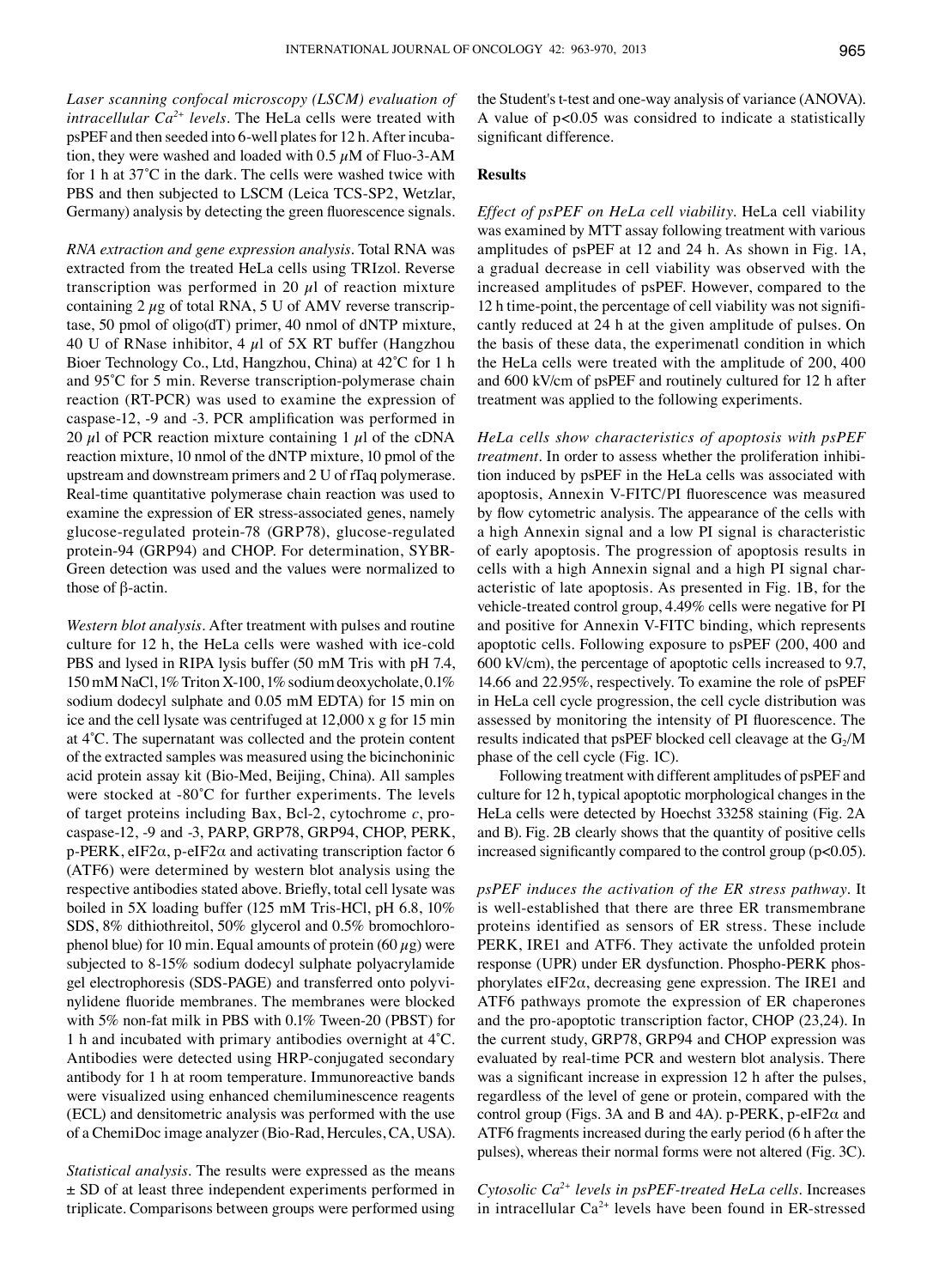*Laser scanning confocal microscopy (LSCM) evaluation of intracellular $Ca^{2+}$ levels*. The HeLa cells were treated with psPEF and then seeded into 6-well plates for 12 h. After incubation, they were washed and loaded with 0.5 $\mu$M of Fluo-3-AM for 1 h at 37˚C in the dark. The cells were washed twice with PBS and then subjected to LSCM (Leica TCS-SP2, Wetzlar, Germany) analysis by detecting the green fluorescence signals.

*RNA extraction and gene expression analysis*. Total RNA was extracted from the treated HeLa cells using TRIzol. Reverse transcription was performed in 20 $\mu$l of reaction mixture containing 2 $\mu$g of total RNA, 5 U of AMV reverse transcriptase, 50 pmol of oligo(dT) primer, 40 nmol of dNTP mixture, 40 U of RNase inhibitor, 4 $\mu$l of 5X RT buffer (Hangzhou Bioer Technology Co., Ltd, Hangzhou, China) at 42˚C for 1 h and 95˚C for 5 min. Reverse transcription-polymerase chain reaction (RT-PCR) was used to examine the expression of caspase-12, -9 and -3. PCR amplification was performed in 20 $\mu$l of PCR reaction mixture containing 1 $\mu$l of the cDNA reaction mixture, 10 nmol of the dNTP mixture, 10 pmol of the upstream and downstream primers and 2 U of rTaq polymerase. Real-time quantitative polymerase chain reaction was used to examine the expression of ER stress-associated genes, namely glucose-regulated protein-78 (GRP78), glucose-regulated protein-94 (GRP94) and CHOP. For determination, SYBR-Green detection was used and the values were normalized to those of β-actin.

*Western blot analysis*. After treatment with pulses and routine culture for 12 h, the HeLa cells were washed with ice-cold PBS and lysed in RIPA lysis buffer (50 mM Tris with pH 7.4, 150 mM NaCl, 1% Triton X-100, 1% sodium deoxycholate, 0.1% sodium dodecyl sulphate and 0.05 mM EDTA) for 15 min on ice and the cell lysate was centrifuged at 12,000 x g for 15 min at 4˚C. The supernatant was collected and the protein content of the extracted samples was measured using the bicinchoninic acid protein assay kit (Bio-Med, Beijing, China). All samples were stocked at -80˚C for further experiments. The levels of target proteins including Bax, Bcl-2, cytochrome *c*, pro-caspase-12, -9 and -3, PARP, GRP78, GRP94, CHOP, PERK, p-PERK, eIF2α, p-eIF2α and activating transcription factor 6 (ATF6) were determined by western blot analysis using the respective antibodies stated above. Briefly, total cell lysate was boiled in 5X loading buffer (125 mM Tris-HCl, pH 6.8, 10% SDS, 8% dithiothreitol, 50% glycerol and 0.5% bromochlorophenol blue) for 10 min. Equal amounts of protein (60 $\mu$g) were subjected to 8-15% sodium dodecyl sulphate polyacrylamide gel electrophoresis (SDS-PAGE) and transferred onto polyvinylidene fluoride membranes. The membranes were blocked with 5% non-fat milk in PBS with 0.1% Tween-20 (PBST) for 1 h and incubated with primary antibodies overnight at 4˚C. Antibodies were detected using HRP-conjugated secondary antibody for 1 h at room temperature. Immunoreactive bands were visualized using enhanced chemiluminescence reagents (ECL) and densitometric analysis was performed with the use of a ChemiDoc image analyzer (Bio-Rad, Hercules, CA, USA).

*Statistical analysis*. The results were expressed as the means ± SD of at least three independent experiments performed in triplicate. Comparisons between groups were performed using the Student's t-test and one-way analysis of variance (ANOVA). A value of $p<0.05$ was considred to indicate a statistically significant difference.

## Results

*Effect of psPEF on HeLa cell viability*. HeLa cell viability was examined by MTT assay following treatment with various amplitudes of psPEF at 12 and 24 h. As shown in Fig. 1A, a gradual decrease in cell viability was observed with the increased amplitudes of psPEF. However, compared to the 12 h time-point, the percentage of cell viability was not significantly reduced at 24 h at the given amplitude of pulses. On the basis of these data, the experimenatl condition in which the HeLa cells were treated with the amplitude of 200, 400 and 600 kV/cm of psPEF and routinely cultured for 12 h after treatment was applied to the following experiments.

*HeLa cells show characteristics of apoptosis with psPEF treatment*. In order to assess whether the proliferation inhibition induced by psPEF in the HeLa cells was associated with apoptosis, Annexin V-FITC/PI fluorescence was measured by flow cytometric analysis. The appearance of the cells with a high Annexin signal and a low PI signal is characteristic of early apoptosis. The progression of apoptosis results in cells with a high Annexin signal and a high PI signal characteristic of late apoptosis. As presented in Fig. 1B, for the vehicle-treated control group, 4.49% cells were negative for PI and positive for Annexin V-FITC binding, which represents apoptotic cells. Following exposure to psPEF (200, 400 and 600 kV/cm), the percentage of apoptotic cells increased to 9.7, 14.66 and 22.95%, respectively. To examine the role of psPEF in HeLa cell cycle progression, the cell cycle distribution was assessed by monitoring the intensity of PI fluorescence. The results indicated that psPEF blocked cell cleavage at the $G_2$/M phase of the cell cycle (Fig. 1C).

Following treatment with different amplitudes of psPEF and culture for 12 h, typical apoptotic morphological changes in the HeLa cells were detected by Hoechst 33258 staining (Fig. 2A and B). Fig. 2B clearly shows that the quantity of positive cells increased significantly compared to the control group ($p<0.05$).

*psPEF induces the activation of the ER stress pathway*. It is well-established that there are three ER transmembrane proteins identified as sensors of ER stress. These include PERK, IRE1 and ATF6. They activate the unfolded protein response (UPR) under ER dysfunction. Phospho-PERK phosphorylates eIF2α, decreasing gene expression. The IRE1 and ATF6 pathways promote the expression of ER chaperones and the pro-apoptotic transcription factor, CHOP (23,24). In the current study, GRP78, GRP94 and CHOP expression was evaluated by real-time PCR and western blot analysis. There was a significant increase in expression 12 h after the pulses, regardless of the level of gene or protein, compared with the control group (Figs. 3A and B and 4A). p-PERK, p-eIF2α and ATF6 fragments increased during the early period (6 h after the pulses), whereas their normal forms were not altered (Fig. 3C).

*Cytosolic $Ca^{2+}$ levels in psPEF-treated HeLa cells*. Increases in intracellular $Ca^{2+}$ levels have been found in ER-stressed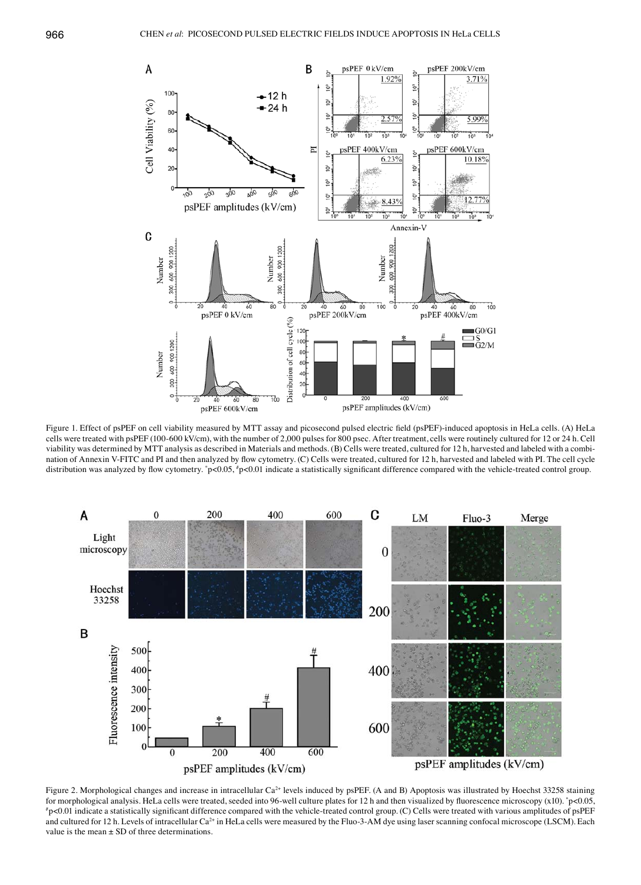Figure 1. Effect of psPEF on cell viability measured by MTT assay and picosecond pulsed electric field (psPEF)-induced apoptosis in HeLa cells. (A) HeLa cells were treated with psPEF (100-600 kV/cm), with the number of 2,000 pulses for 800 psec. After treatment, cells were routinely cultured for 12 or 24 h. Cell viability was determined by MTT analysis as described in Materials and methods. (B) Cells were treated, cultured for 12 h, harvested and labeled with a combination of Annexin V-FITC and PI and then analyzed by flow cytometry. (C) Cells were treated, cultured for 12 h, harvested and labeled with PI. The cell cycle distribution was analyzed by flow cytometry. $^*p<0.05$, $^{\#}p<0.01$ indicate a statistically significant difference compared with the vehicle-treated control group.

Figure 2. Morphological changes and increase in intracellular $Ca^{2+}$ levels induced by psPEF. (A and B) Apoptosis was illustrated by Hoechst 33258 staining for morphological analysis. HeLa cells were treated, seeded into 96-well culture plates for 12 h and then visualized by fluorescence microscopy (x10). $^*p<0.05$, $^{\#}p<0.01$ indicate a statistically significant difference compared with the vehicle-treated control group. (C) Cells were treated with various amplitudes of psPEF and cultured for 12 h. Levels of intracellular $Ca^{2+}$ in HeLa cells were measured by the Fluo-3-AM dye using laser scanning confocal microscope (LSCM). Each value is the mean ± SD of three determinations.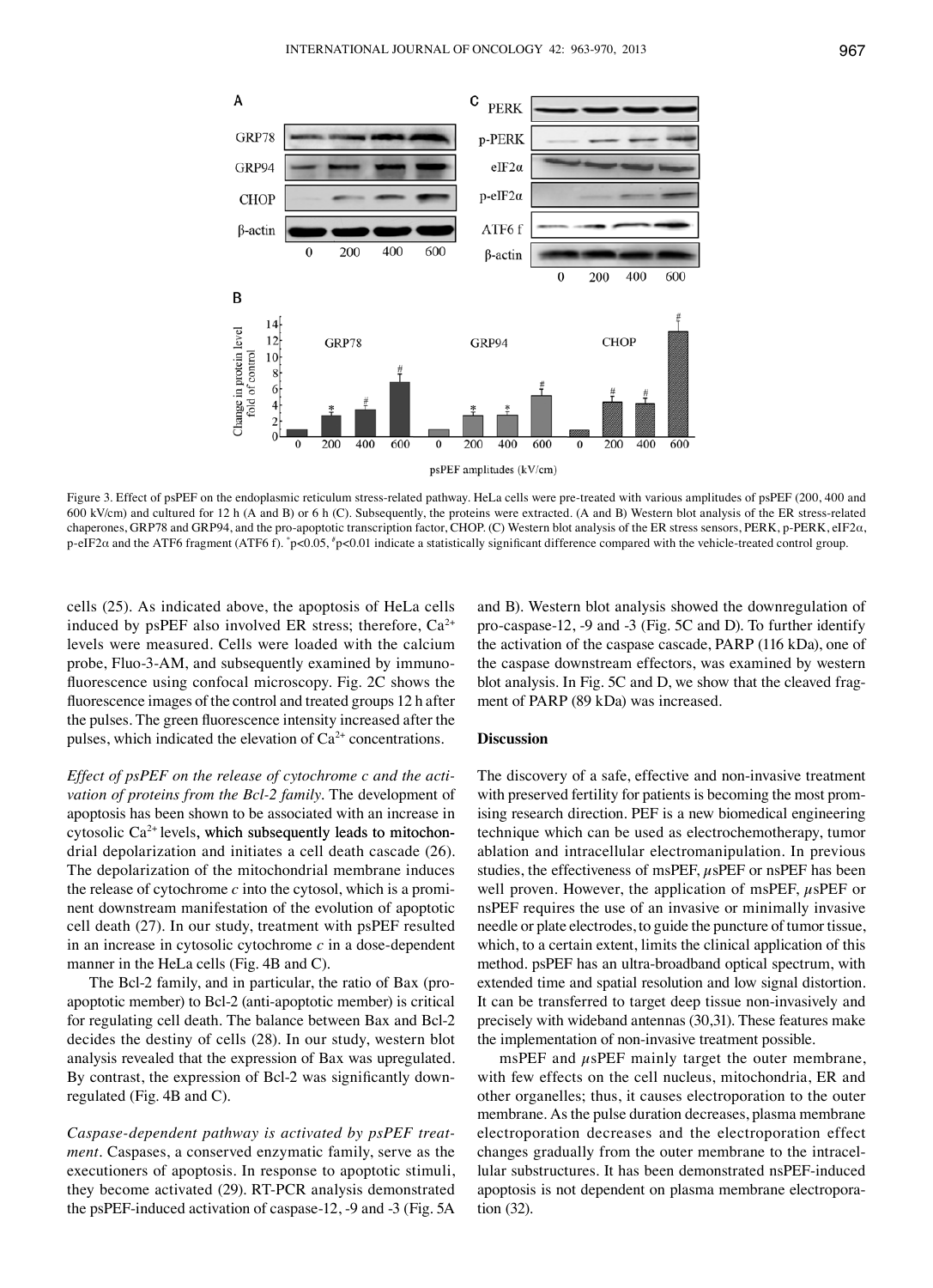Figure 3. Effect of psPEF on the endoplasmic reticulum stress-related pathway. HeLa cells were pre-treated with various amplitudes of psPEF (200, 400 and 600 kV/cm) and cultured for 12 h (A and B) or 6 h (C). Subsequently, the proteins were extracted. (A and B) Western blot analysis of the ER stress-related chaperones, GRP78 and GRP94, and the pro-apoptotic transcription factor, CHOP. (C) Western blot analysis of the ER stress sensors, PERK, p-PERK, eIF2α, p-eIF2α and the ATF6 fragment (ATF6 f). *p<0.05, #p<0.01 indicate a statistically significant difference compared with the vehicle-treated control group.

cells (25). As indicated above, the apoptosis of HeLa cells induced by psPEF also involved ER stress; therefore, $Ca^{2+}$ levels were measured. Cells were loaded with the calcium probe, Fluo-3-AM, and subsequently examined by immunofluorescence using confocal microscopy. Fig. 2C shows the fluorescence images of the control and treated groups 12 h after the pulses. The green fluorescence intensity increased after the pulses, which indicated the elevation of $Ca^{2+}$ concentrations.

*Effect of psPEF on the release of cytochrome c and the activation of proteins from the Bcl-2 family.* The development of apoptosis has been shown to be associated with an increase in cytosolic $Ca^{2+}$ levels, which subsequently leads to mitochondrial depolarization and initiates a cell death cascade (26). The depolarization of the mitochondrial membrane induces the release of cytochrome *c* into the cytosol, which is a prominent downstream manifestation of the evolution of apoptotic cell death (27). In our study, treatment with psPEF resulted in an increase in cytosolic cytochrome *c* in a dose-dependent manner in the HeLa cells (Fig. 4B and C).

The Bcl-2 family, and in particular, the ratio of Bax (pro-apoptotic member) to Bcl-2 (anti-apoptotic member) is critical for regulating cell death. The balance between Bax and Bcl-2 decides the destiny of cells (28). In our study, western blot analysis revealed that the expression of Bax was upregulated. By contrast, the expression of Bcl-2 was significantly downregulated (Fig. 4B and C).

*Caspase-dependent pathway is activated by psPEF treatment.* Caspases, a conserved enzymatic family, serve as the executioners of apoptosis. In response to apoptotic stimuli, they become activated (29). RT-PCR analysis demonstrated the psPEF-induced activation of caspase-12, -9 and -3 (Fig. 5A and B). Western blot analysis showed the downregulation of pro-caspase-12, -9 and -3 (Fig. 5C and D). To further identify the activation of the caspase cascade, PARP (116 kDa), one of the caspase downstream effectors, was examined by western blot analysis. In Fig. 5C and D, we show that the cleaved fragment of PARP (89 kDa) was increased.

## Discussion

The discovery of a safe, effective and non-invasive treatment with preserved fertility for patients is becoming the most promising research direction. PEF is a new biomedical engineering technique which can be used as electrochemotherapy, tumor ablation and intracellular electromanipulation. In previous studies, the effectiveness of msPEF, μsPEF or nsPEF has been well proven. However, the application of msPEF, μsPEF or nsPEF requires the use of an invasive or minimally invasive needle or plate electrodes, to guide the puncture of tumor tissue, which, to a certain extent, limits the clinical application of this method. psPEF has an ultra-broadband optical spectrum, with extended time and spatial resolution and low signal distortion. It can be transferred to target deep tissue non-invasively and precisely with wideband antennas (30,31). These features make the implementation of non-invasive treatment possible.

msPEF and μsPEF mainly target the outer membrane, with few effects on the cell nucleus, mitochondria, ER and other organelles; thus, it causes electroporation to the outer membrane. As the pulse duration decreases, plasma membrane electroporation decreases and the electroporation effect changes gradually from the outer membrane to the intracellular substructures. It has been demonstrated nsPEF-induced apoptosis is not dependent on plasma membrane electroporation (32).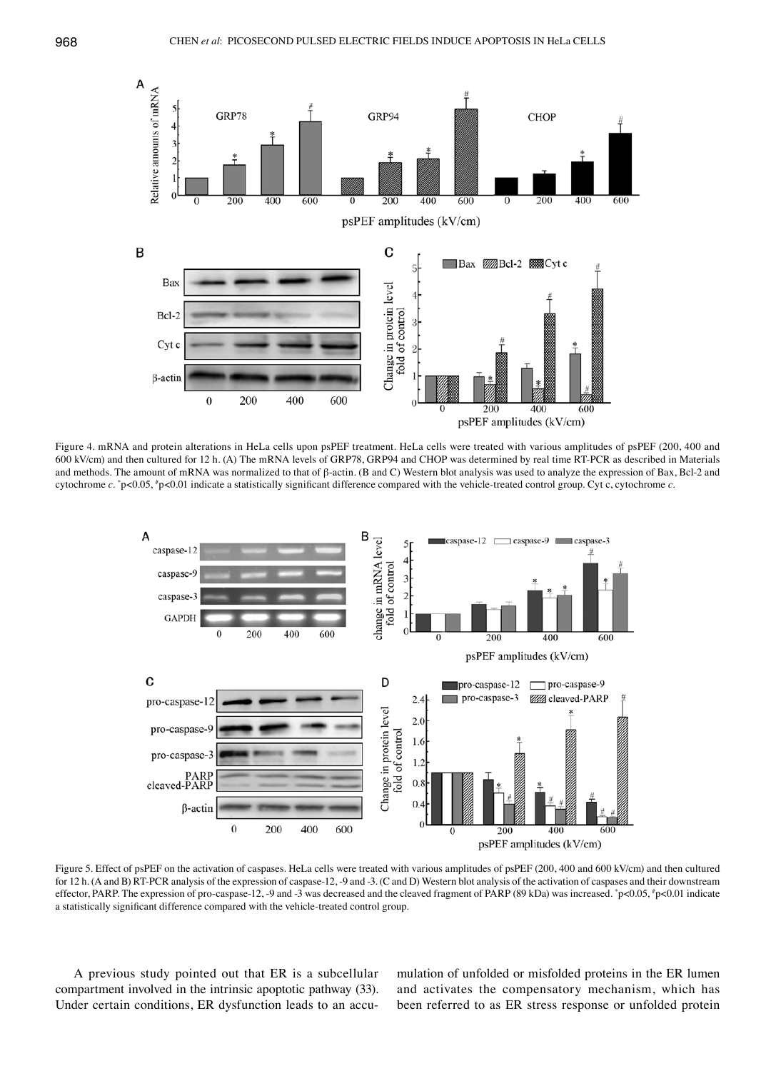Figure 4. mRNA and protein alterations in HeLa cells upon psPEF treatment. HeLa cells were treated with various amplitudes of psPEF (200, 400 and 600 kV/cm) and then cultured for 12 h. (A) The mRNA levels of GRP78, GRP94 and CHOP was determined by real time RT-PCR as described in Materials and methods. The amount of mRNA was normalized to that of β-actin. (B and C) Western blot analysis was used to analyze the expression of Bax, Bcl-2 and cytochrome *c*. *p<0.05, #p<0.01 indicate a statistically significant difference compared with the vehicle-treated control group. Cyt c, cytochrome *c*.

Figure 5. Effect of psPEF on the activation of caspases. HeLa cells were treated with various amplitudes of psPEF (200, 400 and 600 kV/cm) and then cultured for 12 h. (A and B) RT-PCR analysis of the expression of caspase-12, -9 and -3. (C and D) Western blot analysis of the activation of caspases and their downstream effector, PARP. The expression of pro-caspase-12, -9 and -3 was decreased and the cleaved fragment of PARP (89 kDa) was increased. *p<0.05, #p<0.01 indicate a statistically significant difference compared with the vehicle-treated control group.

A previous study pointed out that ER is a subcellular compartment involved in the intrinsic apoptotic pathway (33). Under certain conditions, ER dysfunction leads to an accumulation of unfolded or misfolded proteins in the ER lumen and activates the compensatory mechanism, which has been referred to as ER stress response or unfolded protein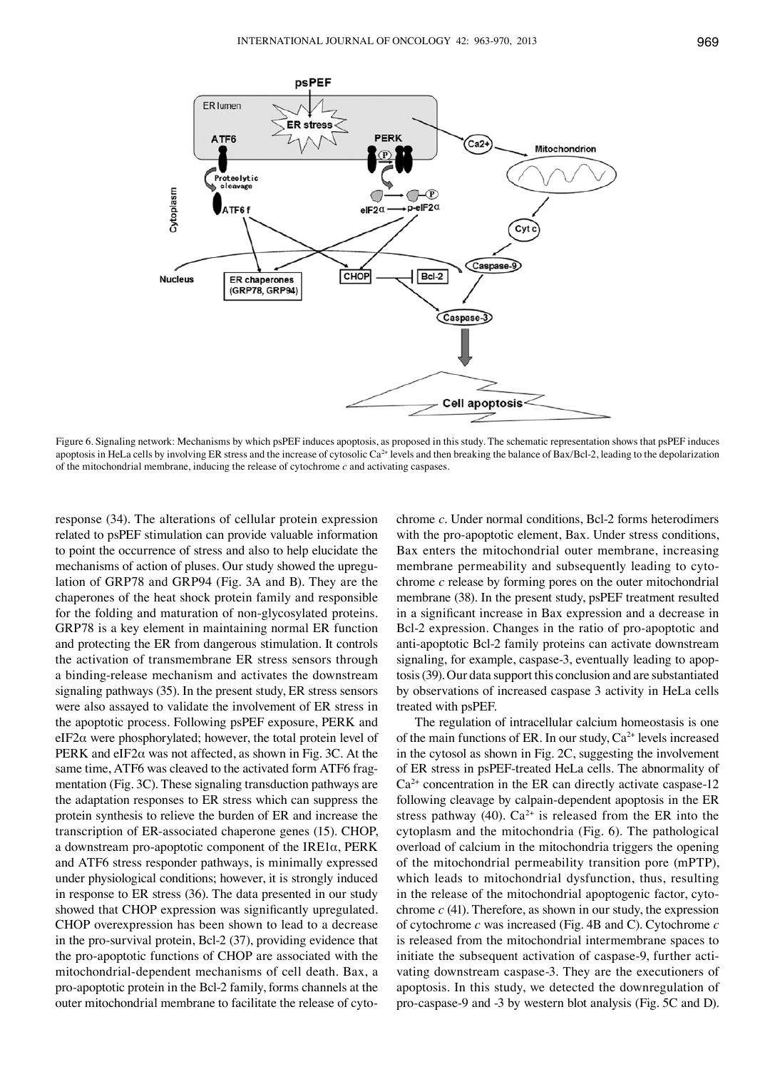Figure 6. Signaling network: Mechanisms by which psPEF induces apoptosis, as proposed in this study. The schematic representation shows that psPEF induces apoptosis in HeLa cells by involving ER stress and the increase of cytosolic $Ca^{2+}$ levels and then breaking the balance of Bax/Bcl-2, leading to the depolarization of the mitochondrial membrane, inducing the release of cytochrome *c* and activating caspases.

response (34). The alterations of cellular protein expression related to psPEF stimulation can provide valuable information to point the occurrence of stress and also to help elucidate the mechanisms of action of pluses. Our study showed the upregulation of GRP78 and GRP94 (Fig. 3A and B). They are the chaperones of the heat shock protein family and responsible for the folding and maturation of non-glycosylated proteins. GRP78 is a key element in maintaining normal ER function and protecting the ER from dangerous stimulation. It controls the activation of transmembrane ER stress sensors through a binding-release mechanism and activates the downstream signaling pathways (35). In the present study, ER stress sensors were also assayed to validate the involvement of ER stress in the apoptotic process. Following psPEF exposure, PERK and eIF2α were phosphorylated; however, the total protein level of PERK and eIF2α was not affected, as shown in Fig. 3C. At the same time, ATF6 was cleaved to the activated form ATF6 fragmentation (Fig. 3C). These signaling transduction pathways are the adaptation responses to ER stress which can suppress the protein synthesis to relieve the burden of ER and increase the transcription of ER-associated chaperone genes (15). CHOP, a downstream pro-apoptotic component of the IRE1α, PERK and ATF6 stress responder pathways, is minimally expressed under physiological conditions; however, it is strongly induced in response to ER stress (36). The data presented in our study showed that CHOP expression was significantly upregulated. CHOP overexpression has been shown to lead to a decrease in the pro-survival protein, Bcl-2 (37), providing evidence that the pro-apoptotic functions of CHOP are associated with the mitochondrial-dependent mechanisms of cell death. Bax, a pro-apoptotic protein in the Bcl-2 family, forms channels at the outer mitochondrial membrane to facilitate the release of cytochrome *c*. Under normal conditions, Bcl-2 forms heterodimers with the pro-apoptotic element, Bax. Under stress conditions, Bax enters the mitochondrial outer membrane, increasing membrane permeability and subsequently leading to cytochrome *c* release by forming pores on the outer mitochondrial membrane (38). In the present study, psPEF treatment resulted in a significant increase in Bax expression and a decrease in Bcl-2 expression. Changes in the ratio of pro-apoptotic and anti-apoptotic Bcl-2 family proteins can activate downstream signaling, for example, caspase-3, eventually leading to apoptosis (39). Our data support this conclusion and are substantiated by observations of increased caspase 3 activity in HeLa cells treated with psPEF.

The regulation of intracellular calcium homeostasis is one of the main functions of ER. In our study, $Ca^{2+}$ levels increased in the cytosol as shown in Fig. 2C, suggesting the involvement of ER stress in psPEF-treated HeLa cells. The abnormality of $Ca^{2+}$ concentration in the ER can directly activate caspase-12 following cleavage by calpain-dependent apoptosis in the ER stress pathway (40). $Ca^{2+}$ is released from the ER into the cytoplasm and the mitochondria (Fig. 6). The pathological overload of calcium in the mitochondria triggers the opening of the mitochondrial permeability transition pore (mPTP), which leads to mitochondrial dysfunction, thus, resulting in the release of the mitochondrial apoptogenic factor, cytochrome *c* (41). Therefore, as shown in our study, the expression of cytochrome *c* was increased (Fig. 4B and C). Cytochrome *c* is released from the mitochondrial intermembrane spaces to initiate the subsequent activation of caspase-9, further activating downstream caspase-3. They are the executioners of apoptosis. In this study, we detected the downregulation of pro-caspase-9 and -3 by western blot analysis (Fig. 5C and D).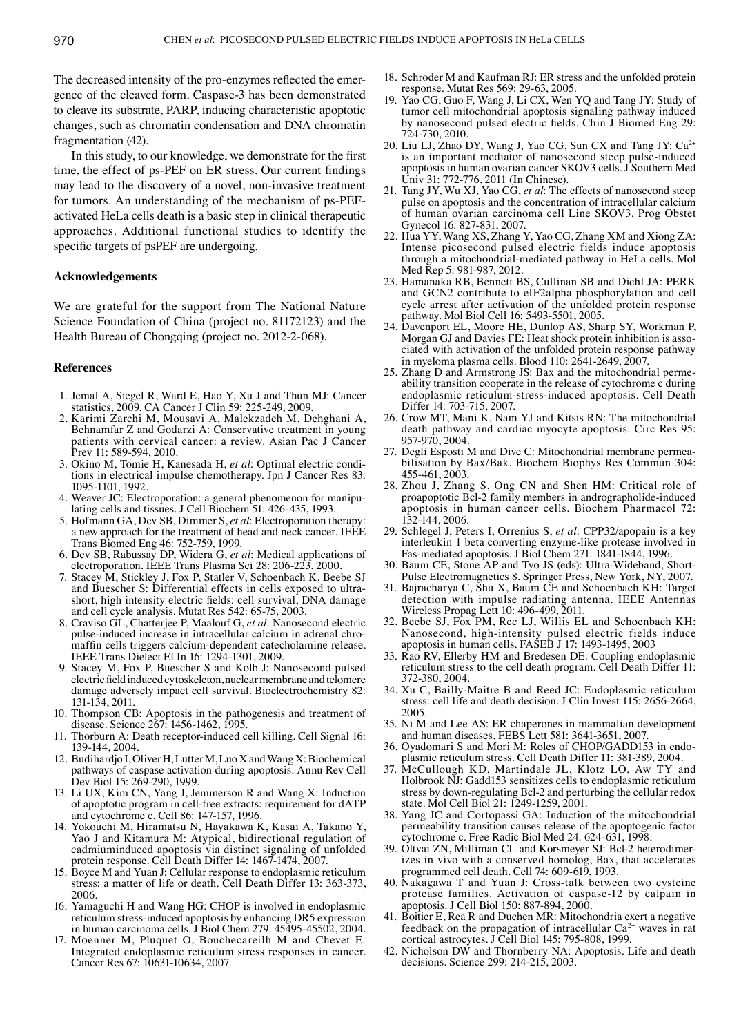The decreased intensity of the pro-enzymes reflected the emergence of the cleaved form. Caspase-3 has been demonstrated to cleave its substrate, PARP, inducing characteristic apoptotic changes, such as chromatin condensation and DNA chromatin fragmentation (42).

In this study, to our knowledge, we demonstrate for the first time, the effect of ps-PEF on ER stress. Our current findings may lead to the discovery of a novel, non-invasive treatment for tumors. An understanding of the mechanism of ps-PEF-activated HeLa cells death is a basic step in clinical therapeutic approaches. Additional functional studies to identify the specific targets of psPEF are undergoing.

## Acknowledgements

We are grateful for the support from The National Nature Science Foundation of China (project no. 81172123) and the Health Bureau of Chongqing (project no. 2012-2-068).

## References

1. Jemal A, Siegel R, Ward E, Hao Y, Xu J and Thun MJ: Cancer statistics, 2009. CA Cancer J Clin 59: 225-249, 2009.
2. Karimi Zarchi M, Mousavi A, Malekzadeh M, Dehghani A, Behnamfar Z and Godarzi A: Conservative treatment in young patients with cervical cancer: a review. Asian Pac J Cancer Prev 11: 589-594, 2010.
3. Okino M, Tomie H, Kanesada H, *et al*: Optimal electric conditions in electrical impulse chemotherapy. Jpn J Cancer Res 83: 1095-1101, 1992.
4. Weaver JC: Electroporation: a general phenomenon for manipulating cells and tissues. J Cell Biochem 51: 426-435, 1993.
5. Hofmann GA, Dev SB, Dimmer S, *et al*: Electroporation therapy: a new approach for the treatment of head and neck cancer. IEEE Trans Biomed Eng 46: 752-759, 1999.
6. Dev SB, Rabussay DP, Widera G, *et al*: Medical applications of electroporation. IEEE Trans Plasma Sci 28: 206-223, 2000.
7. Stacey M, Stickley J, Fox P, Statler V, Schoenbach K, Beebe SJ and Buescher S: Differential effects in cells exposed to ultra-short, high intensity electric fields: cell survival, DNA damage and cell cycle analysis. Mutat Res 542: 65-75, 2003.
8. Craviso GL, Chatterjee P, Maalouf G, *et al*: Nanosecond electric pulse-induced increase in intracellular calcium in adrenal chromaffin cells triggers calcium-dependent catecholamine release. IEEE Trans Dielect El In 16: 1294-1301, 2009.
9. Stacey M, Fox P, Buescher S and Kolb J: Nanosecond pulsed electric field induced cytoskeleton, nuclear membrane and telomere damage adversely impact cell survival. Bioelectrochemistry 82: 131-134, 2011.
10. Thompson CB: Apoptosis in the pathogenesis and treatment of disease. Science 267: 1456-1462, 1995.
11. Thorburn A: Death receptor-induced cell killing. Cell Signal 16: 139-144, 2004.
12. Budihardjo I, Oliver H, Lutter M, Luo X and Wang X: Biochemical pathways of caspase activation during apoptosis. Annu Rev Cell Dev Biol 15: 269-290, 1999.
13. Li UX, Kim CN, Yang J, Jemmerson R and Wang X: Induction of apoptotic program in cell-free extracts: requirement for dATP and cytochrome c. Cell 86: 147-157, 1996.
14. Yokouchi M, Hiramatsu N, Hayakawa K, Kasai A, Takano Y, Yao J and Kitamura M: Atypical, bidirectional regulation of cadmiuminduced apoptosis via distinct signaling of unfolded protein response. Cell Death Differ 14: 1467-1474, 2007.
15. Boyce M and Yuan J: Cellular response to endoplasmic reticulum stress: a matter of life or death. Cell Death Differ 13: 363-373, 2006.
16. Yamaguchi H and Wang HG: CHOP is involved in endoplasmic reticulum stress-induced apoptosis by enhancing DR5 expression in human carcinoma cells. J Biol Chem 279: 45495-45502, 2004.
17. Moenner M, Pluquet O, Bouchecareilh M and Chevet E: Integrated endoplasmic reticulum stress responses in cancer. Cancer Res 67: 10631-10634, 2007.
18. Schroder M and Kaufman RJ: ER stress and the unfolded protein response. Mutat Res 569: 29-63, 2005.
19. Yao CG, Guo F, Wang J, Li CX, Wen YQ and Tang JY: Study of tumor cell mitochondrial apoptosis signaling pathway induced by nanosecond pulsed electric fields. Chin J Biomed Eng 29: 724-730, 2010.
20. Liu LJ, Zhao DY, Wang J, Yao CG, Sun CX and Tang JY: $Ca^{2+}$ is an important mediator of nanosecond steep pulse-induced apoptosis in human ovarian cancer SKOV3 cells. J Southern Med Univ 31: 772-776, 2011 (In Chinese).
21. Tang JY, Wu XJ, Yao CG, *et al*: The effects of nanosecond steep pulse on apoptosis and the concentration of intracellular calcium of human ovarian carcinoma cell Line SKOV3. Prog Obstet Gynecol 16: 827-831, 2007.
22. Hua YY, Wang XS, Zhang Y, Yao CG, Zhang XM and Xiong ZA: Intense picosecond pulsed electric fields induce apoptosis through a mitochondrial-mediated pathway in HeLa cells. Mol Med Rep 5: 981-987, 2012.
23. Hamanaka RB, Bennett BS, Cullinan SB and Diehl JA: PERK and GCN2 contribute to eIF2alpha phosphorylation and cell cycle arrest after activation of the unfolded protein response pathway. Mol Biol Cell 16: 5493-5501, 2005.
24. Davenport EL, Moore HE, Dunlop AS, Sharp SY, Workman P, Morgan GJ and Davies FE: Heat shock protein inhibition is associated with activation of the unfolded protein response pathway in myeloma plasma cells. Blood 110: 2641-2649, 2007.
25. Zhang D and Armstrong JS: Bax and the mitochondrial permeability transition cooperate in the release of cytochrome c during endoplasmic reticulum-stress-induced apoptosis. Cell Death Differ 14: 703-715, 2007.
26. Crow MT, Mani K, Nam YJ and Kitsis RN: The mitochondrial death pathway and cardiac myocyte apoptosis. Circ Res 95: 957-970, 2004.
27. Degli Esposti M and Dive C: Mitochondrial membrane permeabilisation by Bax/Bak. Biochem Biophys Res Commun 304: 455-461, 2003.
28. Zhou J, Zhang S, Ong CN and Shen HM: Critical role of proapoptotic Bcl-2 family members in andrographolide-induced apoptosis in human cancer cells. Biochem Pharmacol 72: 132-144, 2006.
29. Schlegel J, Peters I, Orrenius S, *et al*: CPP32/apopain is a key interleukin 1 beta converting enzyme-like protease involved in Fas-mediated apoptosis. J Biol Chem 271: 1841-1844, 1996.
30. Baum CE, Stone AP and Tyo JS (eds): Ultra-Wideband, Short-Pulse Electromagnetics 8. Springer Press, New York, NY, 2007.
31. Bajracharya C, Shu X, Baum CE and Schoenbach KH: Target detection with impulse radiating antenna. IEEE Antennas Wireless Propag Lett 10: 496-499, 2011.
32. Beebe SJ, Fox PM, Rec LJ, Willis EL and Schoenbach KH: Nanosecond, high-intensity pulsed electric fields induce apoptosis in human cells. FASEB J 17: 1493-1495, 2003
33. Rao RV, Ellerby HM and Bredesen DE: Coupling endoplasmic reticulum stress to the cell death program. Cell Death Differ 11: 372-380, 2004.
34. Xu C, Bailly-Maitre B and Reed JC: Endoplasmic reticulum stress: cell life and death decision. J Clin Invest 115: 2656-2664, 2005.
35. Ni M and Lee AS: ER chaperones in mammalian development and human diseases. FEBS Lett 581: 3641-3651, 2007.
36. Oyadomari S and Mori M: Roles of CHOP/GADD153 in endoplasmic reticulum stress. Cell Death Differ 11: 381-389, 2004.
37. McCullough KD, Martindale JL, Klotz LO, Aw TY and Holbrook NJ: Gadd153 sensitizes cells to endoplasmic reticulum stress by down-regulating Bcl-2 and perturbing the cellular redox state. Mol Cell Biol 21: 1249-1259, 2001.
38. Yang JC and Cortopassi GA: Induction of the mitochondrial permeability transition causes release of the apoptogenic factor cytochrome c. Free Radic Biol Med 24: 624-631, 1998.
39. Oltvai ZN, Milliman CL and Korsmeyer SJ: Bcl-2 heterodimerizes in vivo with a conserved homolog, Bax, that accelerates programmed cell death. Cell 74: 609-619, 1993.
40. Nakagawa T and Yuan J: Cross-talk between two cysteine protease families. Activation of caspase-12 by calpain in apoptosis. J Cell Biol 150: 887-894, 2000.
41. Boitier E, Rea R and Duchen MR: Mitochondria exert a negative feedback on the propagation of intracellular $Ca^{2+}$ waves in rat cortical astrocytes. J Cell Biol 145: 795-808, 1999.
42. Nicholson DW and Thornberry NA: Apoptosis. Life and death decisions. Science 299: 214-215, 2003.